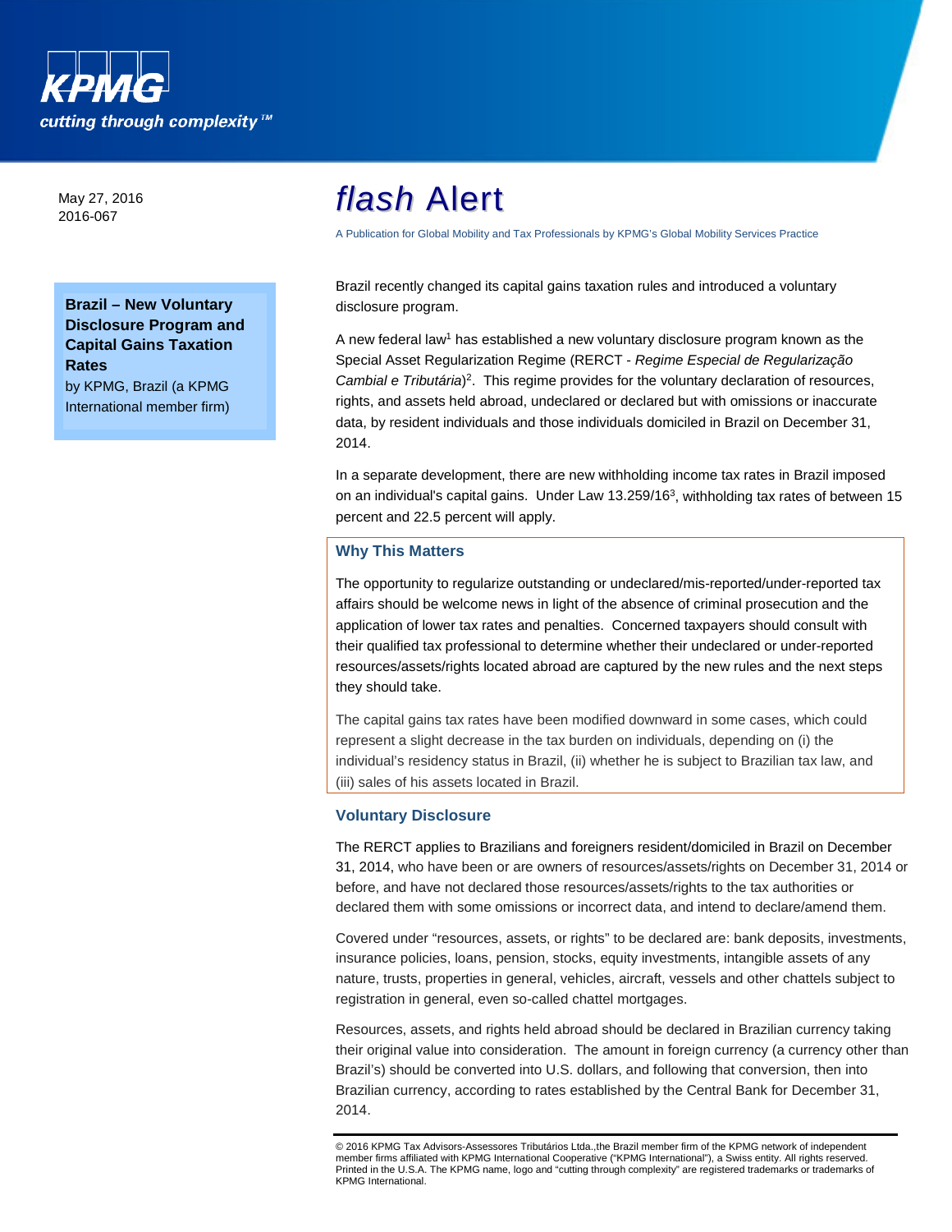May 27, 2016
2016-067

# *flash* Alert

A Publication for Global Mobility and Tax Professionals by KPMG's Global Mobility Services Practice

**Brazil – New Voluntary Disclosure Program and Capital Gains Taxation Rates**
by KPMG, Brazil (a KPMG International member firm)

Brazil recently changed its capital gains taxation rules and introduced a voluntary disclosure program.

A new federal law[1] has established a new voluntary disclosure program known as the Special Asset Regularization Regime (RERCT - *Regime Especial de Regularização Cambial e Tributária*)[2]. This regime provides for the voluntary declaration of resources, rights, and assets held abroad, undeclared or declared but with omissions or inaccurate data, by resident individuals and those individuals domiciled in Brazil on December 31, 2014.

In a separate development, there are new withholding income tax rates in Brazil imposed on an individual's capital gains. Under Law 13.259/16[3], withholding tax rates of between 15 percent and 22.5 percent will apply.

## Why This Matters

The opportunity to regularize outstanding or undeclared/mis-reported/under-reported tax affairs should be welcome news in light of the absence of criminal prosecution and the application of lower tax rates and penalties. Concerned taxpayers should consult with their qualified tax professional to determine whether their undeclared or under-reported resources/assets/rights located abroad are captured by the new rules and the next steps they should take.

The capital gains tax rates have been modified downward in some cases, which could represent a slight decrease in the tax burden on individuals, depending on (i) the individual's residency status in Brazil, (ii) whether he is subject to Brazilian tax law, and (iii) sales of his assets located in Brazil.

## Voluntary Disclosure

The RERCT applies to Brazilians and foreigners resident/domiciled in Brazil on December 31, 2014, who have been or are owners of resources/assets/rights on December 31, 2014 or before, and have not declared those resources/assets/rights to the tax authorities or declared them with some omissions or incorrect data, and intend to declare/amend them.

Covered under "resources, assets, or rights" to be declared are: bank deposits, investments, insurance policies, loans, pension, stocks, equity investments, intangible assets of any nature, trusts, properties in general, vehicles, aircraft, vessels and other chattels subject to registration in general, even so-called chattel mortgages.

Resources, assets, and rights held abroad should be declared in Brazilian currency taking their original value into consideration. The amount in foreign currency (a currency other than Brazil's) should be converted into U.S. dollars, and following that conversion, then into Brazilian currency, according to rates established by the Central Bank for December 31, 2014.

© 2016 KPMG Tax Advisors-Assessores Tributários Ltda.,the Brazil member firm of the KPMG network of independent member firms affiliated with KPMG International Cooperative ("KPMG International"), a Swiss entity. All rights reserved. Printed in the U.S.A. The KPMG name, logo and "cutting through complexity" are registered trademarks or trademarks of KPMG International.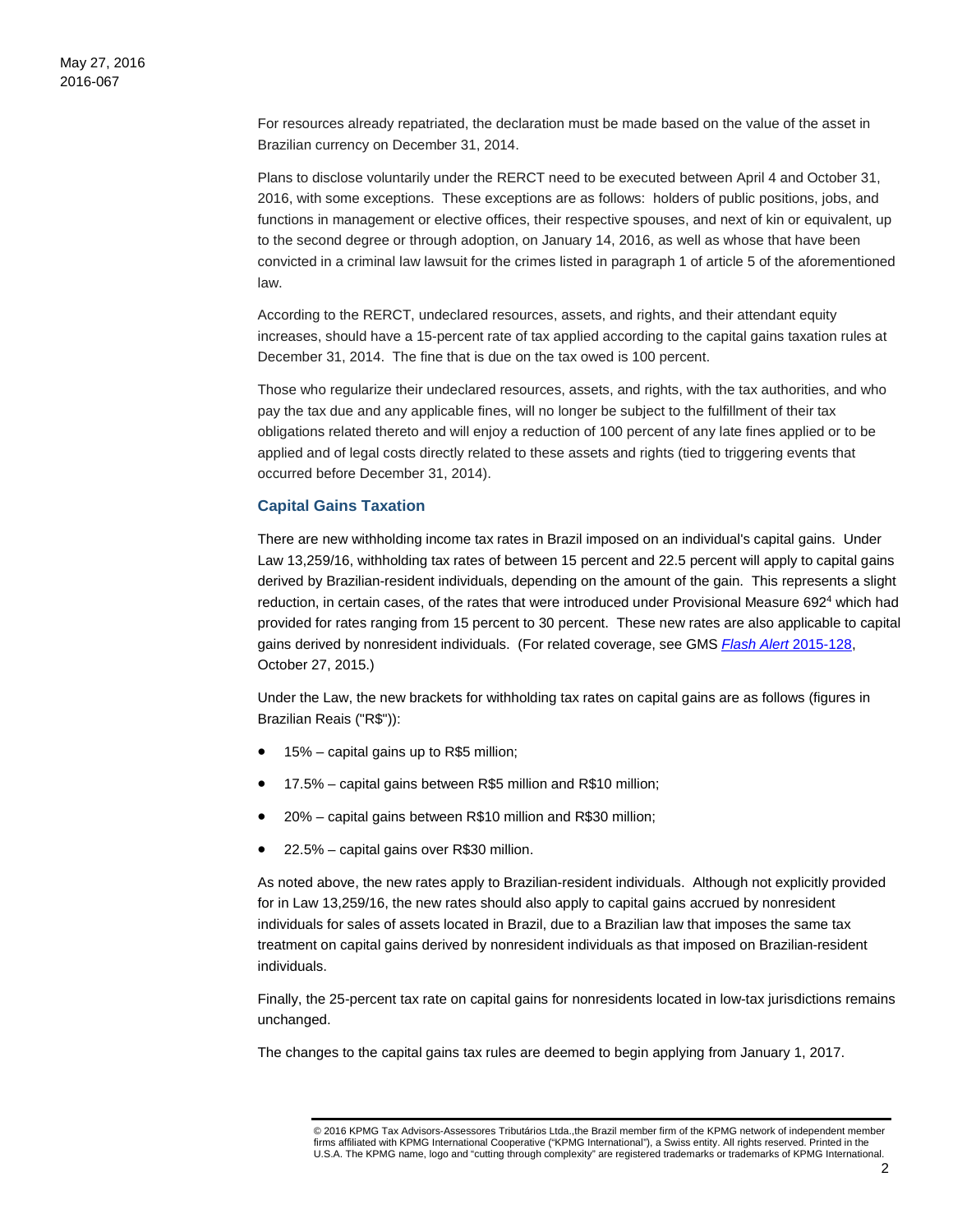For resources already repatriated, the declaration must be made based on the value of the asset in Brazilian currency on December 31, 2014.

Plans to disclose voluntarily under the RERCT need to be executed between April 4 and October 31, 2016, with some exceptions. These exceptions are as follows: holders of public positions, jobs, and functions in management or elective offices, their respective spouses, and next of kin or equivalent, up to the second degree or through adoption, on January 14, 2016, as well as whose that have been convicted in a criminal law lawsuit for the crimes listed in paragraph 1 of article 5 of the aforementioned law.

According to the RERCT, undeclared resources, assets, and rights, and their attendant equity increases, should have a 15-percent rate of tax applied according to the capital gains taxation rules at December 31, 2014. The fine that is due on the tax owed is 100 percent.

Those who regularize their undeclared resources, assets, and rights, with the tax authorities, and who pay the tax due and any applicable fines, will no longer be subject to the fulfillment of their tax obligations related thereto and will enjoy a reduction of 100 percent of any late fines applied or to be applied and of legal costs directly related to these assets and rights (tied to triggering events that occurred before December 31, 2014).

### Capital Gains Taxation

There are new withholding income tax rates in Brazil imposed on an individual's capital gains. Under Law 13,259/16, withholding tax rates of between 15 percent and 22.5 percent will apply to capital gains derived by Brazilian-resident individuals, depending on the amount of the gain. This represents a slight reduction, in certain cases, of the rates that were introduced under Provisional Measure 692[4] which had provided for rates ranging from 15 percent to 30 percent. These new rates are also applicable to capital gains derived by nonresident individuals. (For related coverage, see GMS *Flash Alert* 2015-128, October 27, 2015.)

Under the Law, the new brackets for withholding tax rates on capital gains are as follows (figures in Brazilian Reais ("R$")):

- 15% – capital gains up to R$5 million;
- 17.5% – capital gains between R$5 million and R$10 million;
- 20% – capital gains between R$10 million and R$30 million;
- 22.5% – capital gains over R$30 million.

As noted above, the new rates apply to Brazilian-resident individuals. Although not explicitly provided for in Law 13,259/16, the new rates should also apply to capital gains accrued by nonresident individuals for sales of assets located in Brazil, due to a Brazilian law that imposes the same tax treatment on capital gains derived by nonresident individuals as that imposed on Brazilian-resident individuals.

Finally, the 25-percent tax rate on capital gains for nonresidents located in low-tax jurisdictions remains unchanged.

The changes to the capital gains tax rules are deemed to begin applying from January 1, 2017.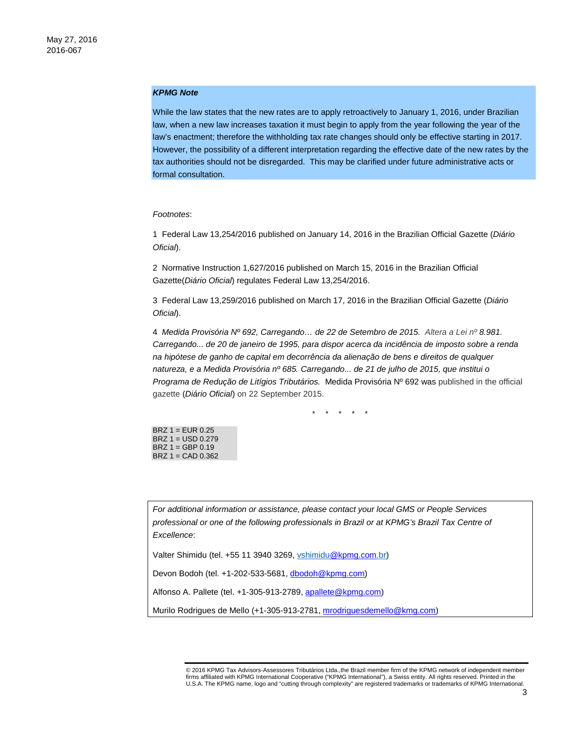May 27, 2016
2016-067

***KPMG Note***

While the law states that the new rates are to apply retroactively to January 1, 2016, under Brazilian law, when a new law increases taxation it must begin to apply from the year following the year of the law's enactment; therefore the withholding tax rate changes should only be effective starting in 2017. However, the possibility of a different interpretation regarding the effective date of the new rates by the tax authorities should not be disregarded. This may be clarified under future administrative acts or formal consultation.

*Footnotes*:

1 Federal Law 13,254/2016 published on January 14, 2016 in the Brazilian Official Gazette (*Diário Oficial*).

2 Normative Instruction 1,627/2016 published on March 15, 2016 in the Brazilian Official Gazette(*Diário Oficial*) regulates Federal Law 13,254/2016.

3 Federal Law 13,259/2016 published on March 17, 2016 in the Brazilian Official Gazette (*Diário Oficial*).

4 *Medida Provisória Nº 692, Carregando… de 22 de Setembro de 2015. Altera a Lei nº 8.981. Carregando... de 20 de janeiro de 1995, para dispor acerca da incidência de imposto sobre a renda na hipótese de ganho de capital em decorrência da alienação de bens e direitos de qualquer natureza, e a Medida Provisória nº 685. Carregando... de 21 de julho de 2015, que institui o Programa de Redução de Litígios Tributários.* Medida Provisória Nº 692 was published in the official gazette (*Diário Oficial*) on 22 September 2015.

\* \* \* \* \*

BRZ 1 = EUR 0.25
BRZ 1 = USD 0.279
BRZ 1 = GBP 0.19
BRZ 1 = CAD 0.362

*For additional information or assistance, please contact your local GMS or People Services professional or one of the following professionals in Brazil or at KPMG's Brazil Tax Centre of Excellence*:

Valter Shimidu (tel. +55 11 3940 3269, vshimidu@kpmg.com.br)

Devon Bodoh (tel. +1-202-533-5681, dbodoh@kpmg.com)

Alfonso A. Pallete (tel. +1-305-913-2789, apallete@kpmg.com)

Murilo Rodrigues de Mello (+1-305-913-2781, mrodriguesdemello@kmg.com)

© 2016 KPMG Tax Advisors-Assessores Tributários Ltda.,the Brazil member firm of the KPMG network of independent member firms affiliated with KPMG International Cooperative ("KPMG International"), a Swiss entity. All rights reserved. Printed in the U.S.A. The KPMG name, logo and "cutting through complexity" are registered trademarks or trademarks of KPMG International.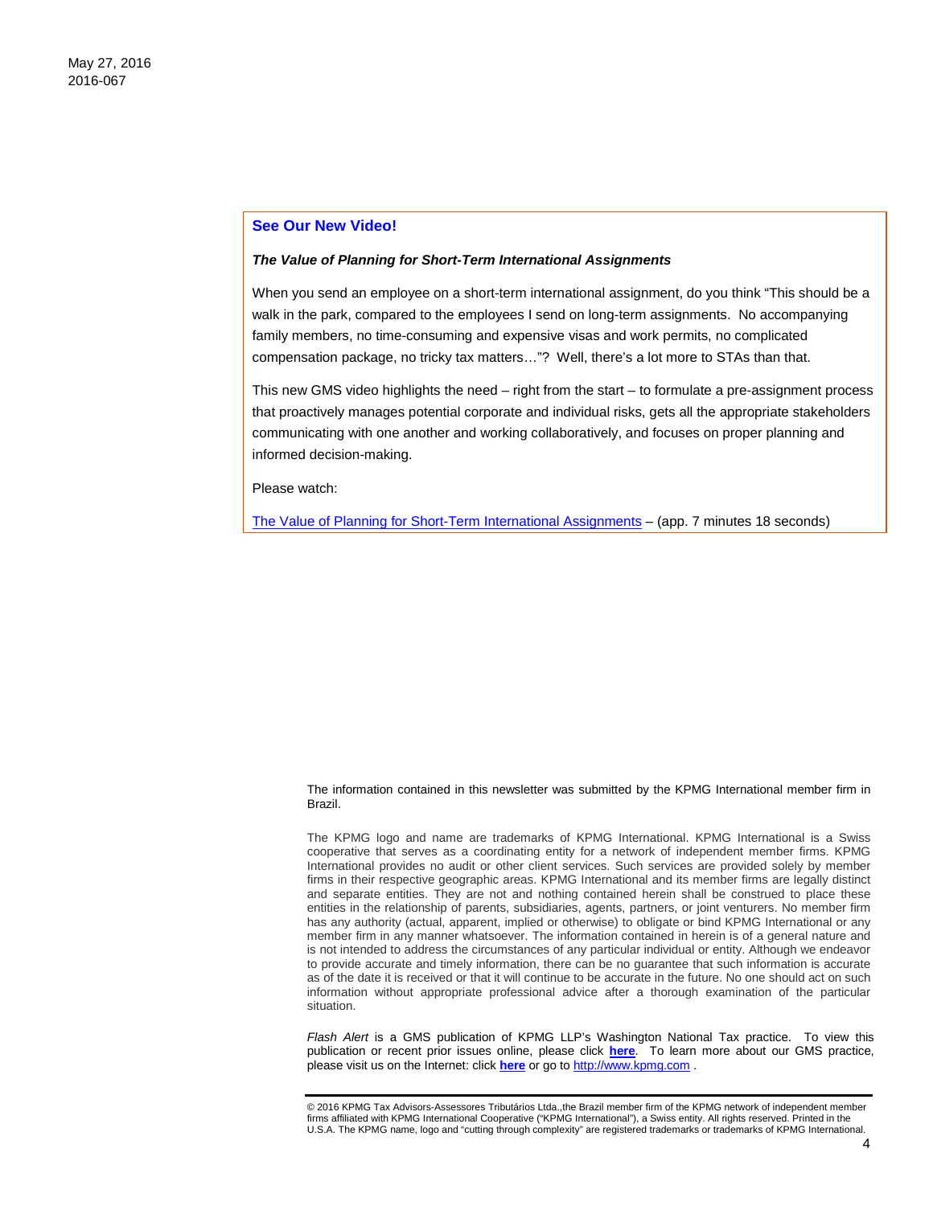May 27, 2016
2016-067

## See Our New Video!

***The Value of Planning for Short-Term International Assignments***

When you send an employee on a short-term international assignment, do you think "This should be a walk in the park, compared to the employees I send on long-term assignments. No accompanying family members, no time-consuming and expensive visas and work permits, no complicated compensation package, no tricky tax matters…"? Well, there's a lot more to STAs than that.

This new GMS video highlights the need – right from the start – to formulate a pre-assignment process that proactively manages potential corporate and individual risks, gets all the appropriate stakeholders communicating with one another and working collaboratively, and focuses on proper planning and informed decision-making.

Please watch:

The Value of Planning for Short-Term International Assignments – (app. 7 minutes 18 seconds)

The information contained in this newsletter was submitted by the KPMG International member firm in Brazil.

The KPMG logo and name are trademarks of KPMG International. KPMG International is a Swiss cooperative that serves as a coordinating entity for a network of independent member firms. KPMG International provides no audit or other client services. Such services are provided solely by member firms in their respective geographic areas. KPMG International and its member firms are legally distinct and separate entities. They are not and nothing contained herein shall be construed to place these entities in the relationship of parents, subsidiaries, agents, partners, or joint venturers. No member firm has any authority (actual, apparent, implied or otherwise) to obligate or bind KPMG International or any member firm in any manner whatsoever. The information contained in herein is of a general nature and is not intended to address the circumstances of any particular individual or entity. Although we endeavor to provide accurate and timely information, there can be no guarantee that such information is accurate as of the date it is received or that it will continue to be accurate in the future. No one should act on such information without appropriate professional advice after a thorough examination of the particular situation.

*Flash Alert* is a GMS publication of KPMG LLP's Washington National Tax practice. To view this publication or recent prior issues online, please click **here**. To learn more about our GMS practice, please visit us on the Internet: click **here** or go to http://www.kpmg.com .

© 2016 KPMG Tax Advisors-Assessores Tributários Ltda.,the Brazil member firm of the KPMG network of independent member firms affiliated with KPMG International Cooperative ("KPMG International"), a Swiss entity. All rights reserved. Printed in the U.S.A. The KPMG name, logo and "cutting through complexity" are registered trademarks or trademarks of KPMG International.